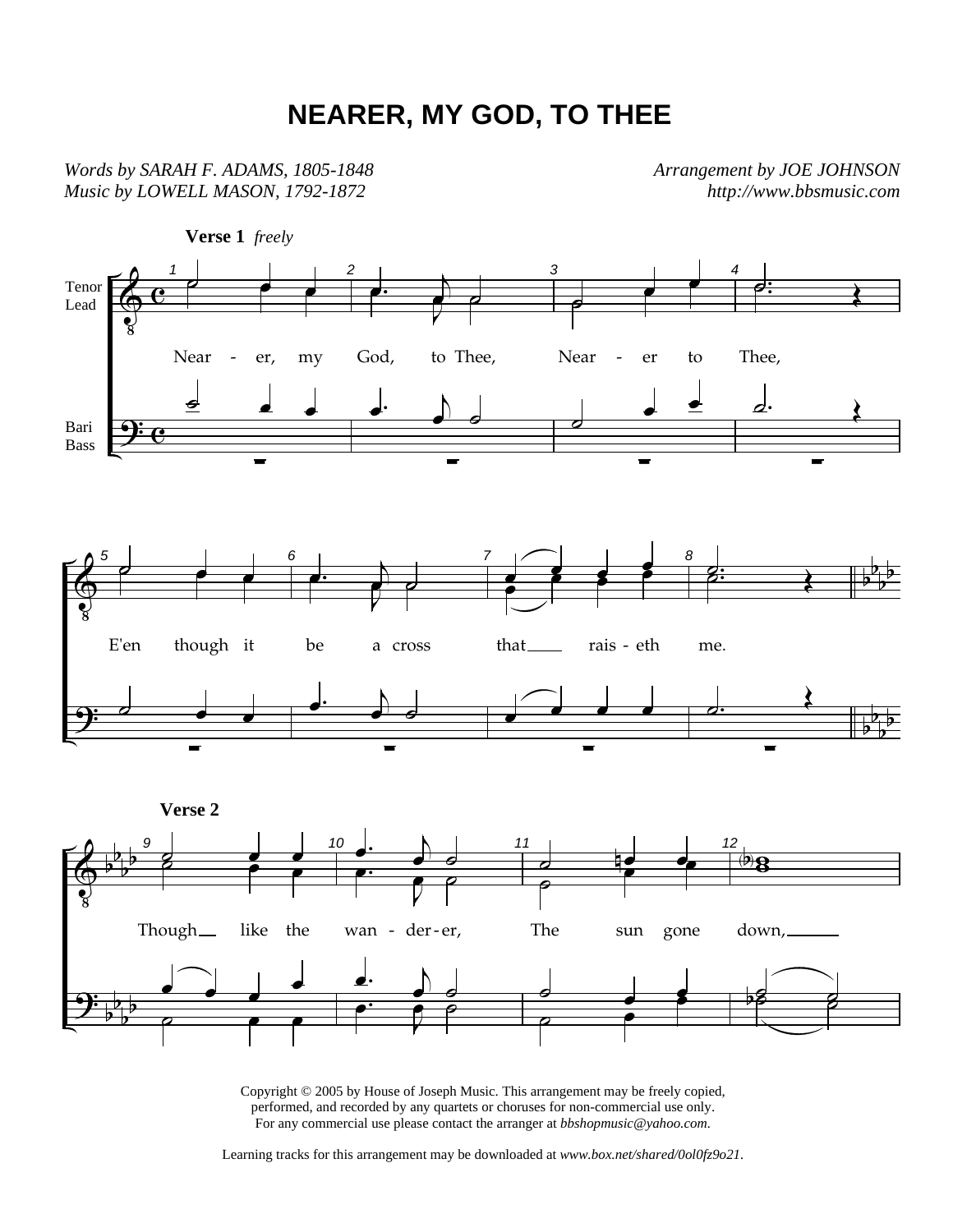# NEARER, MY GOD, TO THEE

*Words by SARAH F. ADAMS, 1805-1848*
*Music by LOWELL MASON, 1792-1872*

*Arrangement by JOE JOHNSON*
*http://www.bbsmusic.com*

**Verse 1** *freely*

Tenor / Lead — Bari / Bass

Near - er, my God, to Thee, Near - er to Thee,

E'en though it be a cross that raise - eth me.

**Verse 2**

Though like the wan - der - er, The sun gone down,

Copyright © 2005 by House of Joseph Music. This arrangement may be freely copied, performed, and recorded by any quartets or choruses for non-commercial use only. For any commercial use please contact the arranger at *bbshopmusic@yahoo.com*.

Learning tracks for this arrangement may be downloaded at *www.box.net/shared/0ol0fz9o21*.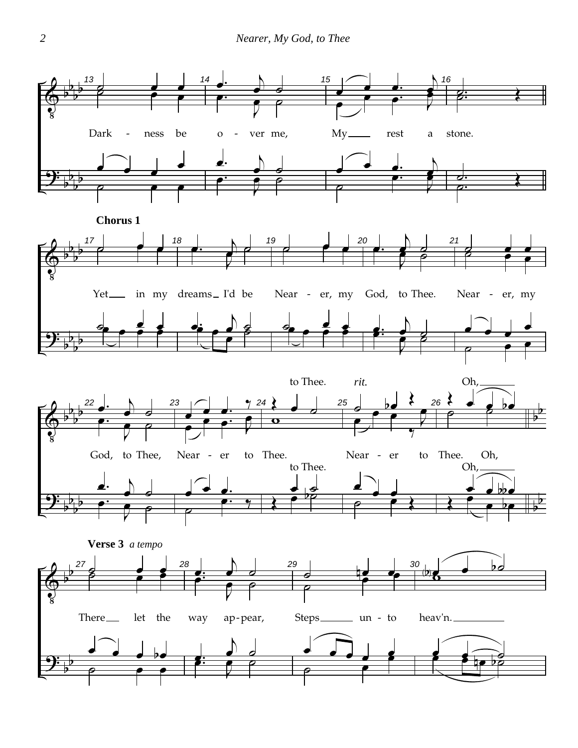Dark - ness be o - ver me, My rest a stone.

**Chorus 1**

Yet in my dreams I'd be Near - er, my God, to Thee. Near - er, my

God, to Thee, Near - er to Thee. to Thee. *rit.* Near - er to Thee. Oh, Oh,

to Thee. Oh,

**Verse 3** *a tempo*

There let the way ap - pear, Steps un - to heav'n.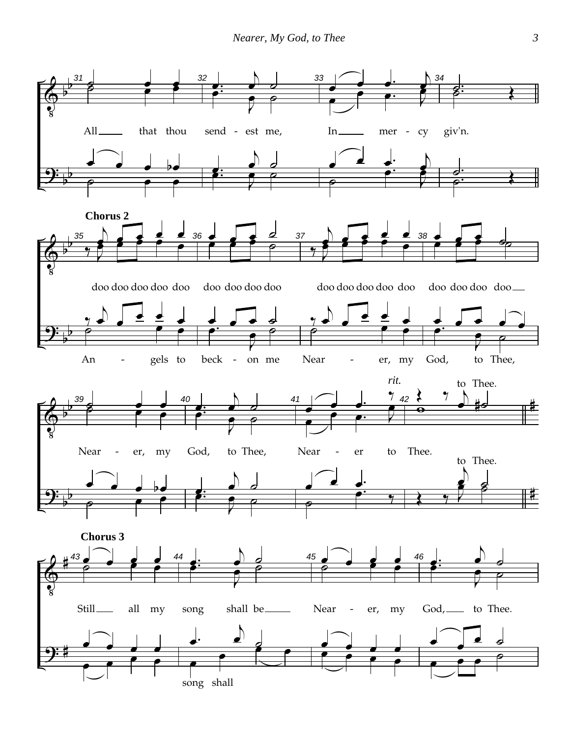All that thou send - est me, In mer - cy giv'n.

**Chorus 2**

doo doo doo doo doo doo doo doo doo doo doo doo doo doo doo doo doo doo

An - gels to beck - on me Near - er, my God, to Thee,

*rit.*

to Thee.

Near - er, my God, to Thee, Near - er to Thee.

to Thee.

**Chorus 3**

Still all my song shall be Near - er, my God, to Thee.

song shall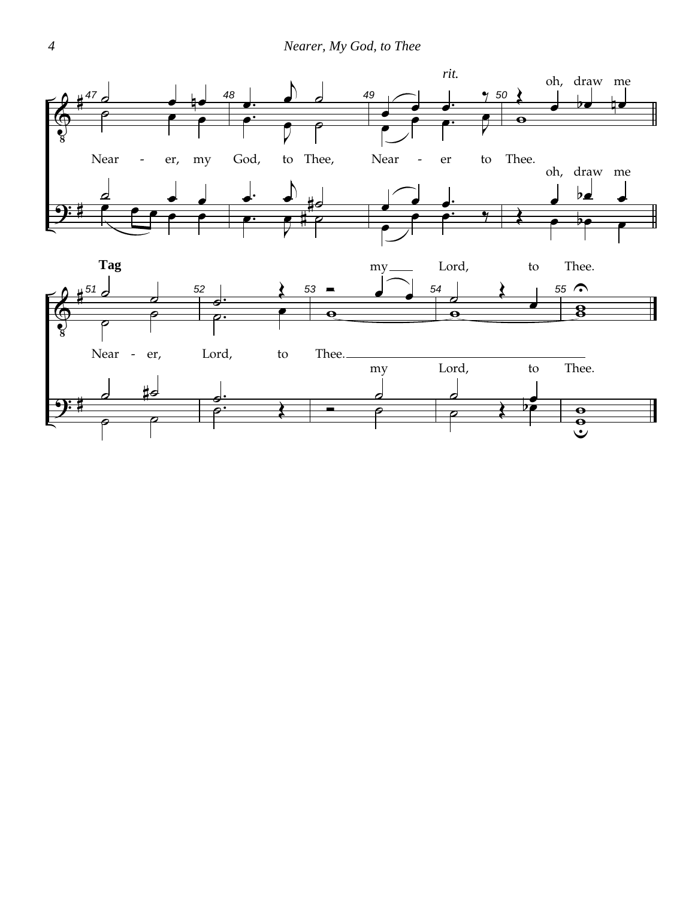*rit.*

oh, draw me

Near - er, my God, to Thee, Near - er to Thee.

oh, draw me

**Tag**

my___ Lord, to Thee.

Near - er, Lord, to Thee.___

my Lord, to Thee.